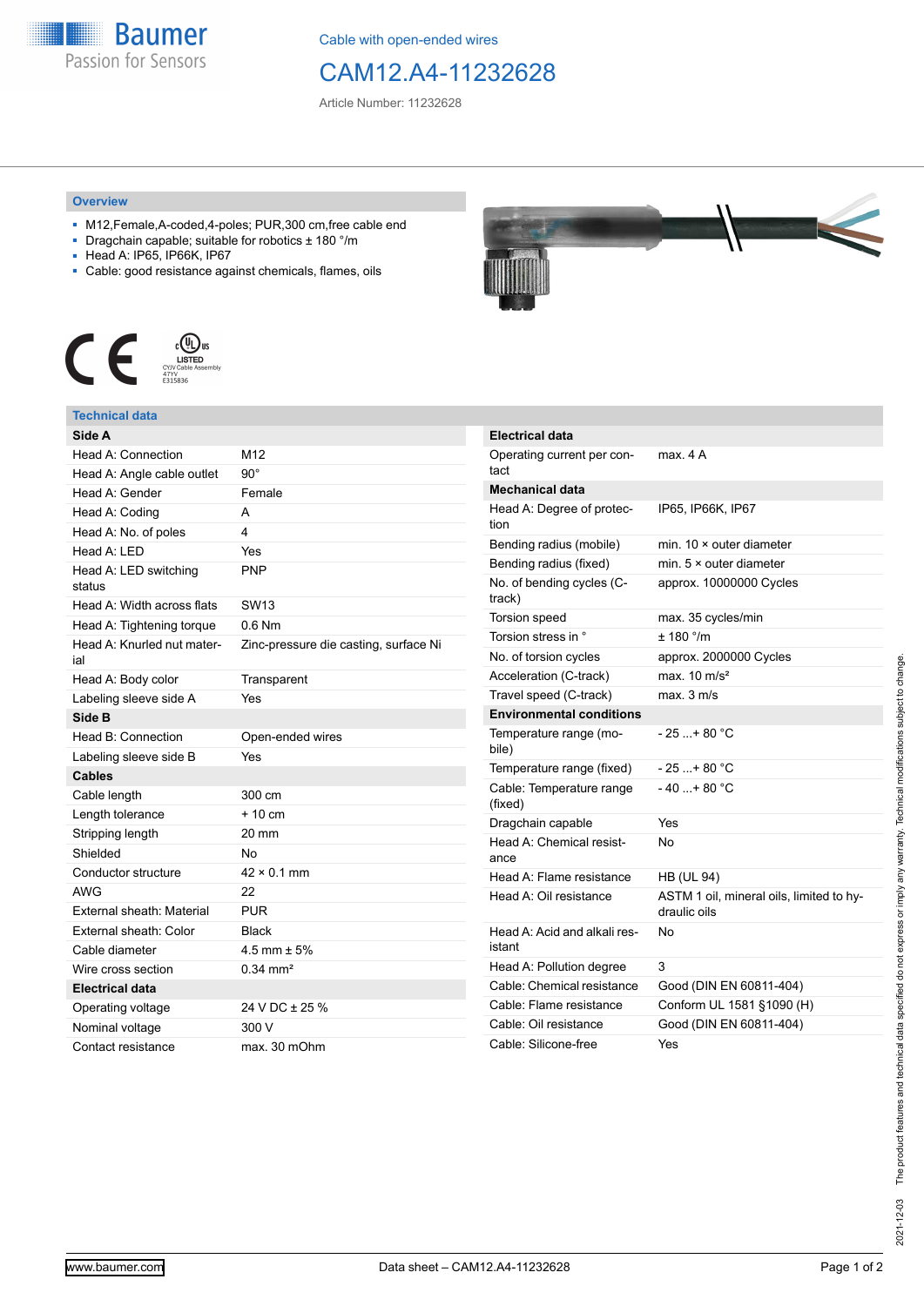Cable with open-ended wires

# CAM12.A4-11232628

Article Number: 11232628

## Overview

- M12,Female,A-coded,4-poles; PUR,300 cm,free cable end
- Dragchain capable; suitable for robotics ± 180 °/m
- Head A: IP65, IP66K, IP67
- Cable: good resistance against chemicals, flames, oils

## Technical data

| Side A | |
|---|---|
| Head A: Connection | M12 |
| Head A: Angle cable outlet | 90° |
| Head A: Gender | Female |
| Head A: Coding | A |
| Head A: No. of poles | 4 |
| Head A: LED | Yes |
| Head A: LED switching status | PNP |
| Head A: Width across flats | SW13 |
| Head A: Tightening torque | 0.6 Nm |
| Head A: Knurled nut material | Zinc-pressure die casting, surface Ni |
| Head A: Body color | Transparent |
| Labeling sleeve side A | Yes |
| **Side B** | |
| Head B: Connection | Open-ended wires |
| Labeling sleeve side B | Yes |
| **Cables** | |
| Cable length | 300 cm |
| Length tolerance | + 10 cm |
| Stripping length | 20 mm |
| Shielded | No |
| Conductor structure | 42 × 0.1 mm |
| AWG | 22 |
| External sheath: Material | PUR |
| External sheath: Color | Black |
| Cable diameter | 4.5 mm ± 5% |
| Wire cross section | 0.34 mm² |
| **Electrical data** | |
| Operating voltage | 24 V DC ± 25 % |
| Nominal voltage | 300 V |
| Contact resistance | max. 30 mOhm |

| Electrical data | |
|---|---|
| Operating current per contact | max. 4 A |
| **Mechanical data** | |
| Head A: Degree of protection | IP65, IP66K, IP67 |
| Bending radius (mobile) | min. 10 × outer diameter |
| Bending radius (fixed) | min. 5 × outer diameter |
| No. of bending cycles (C-track) | approx. 10000000 Cycles |
| Torsion speed | max. 35 cycles/min |
| Torsion stress in ° | ± 180 °/m |
| No. of torsion cycles | approx. 2000000 Cycles |
| Acceleration (C-track) | max. 10 m/s² |
| Travel speed (C-track) | max. 3 m/s |
| **Environmental conditions** | |
| Temperature range (mobile) | - 25 ...+ 80 °C |
| Temperature range (fixed) | - 25 ...+ 80 °C |
| Cable: Temperature range (fixed) | - 40 ...+ 80 °C |
| Dragchain capable | Yes |
| Head A: Chemical resistance | No |
| Head A: Flame resistance | HB (UL 94) |
| Head A: Oil resistance | ASTM 1 oil, mineral oils, limited to hydraulic oils |
| Head A: Acid and alkali resistant | No |
| Head A: Pollution degree | 3 |
| Cable: Chemical resistance | Good (DIN EN 60811-404) |
| Cable: Flame resistance | Conform UL 1581 §1090 (H) |
| Cable: Oil resistance | Good (DIN EN 60811-404) |
| Cable: Silicone-free | Yes |

2021-12-03 The product features and technical data specified do not express or imply any warranty. Technical modifications subject to change.

www.baumer.com Data sheet – CAM12.A4-11232628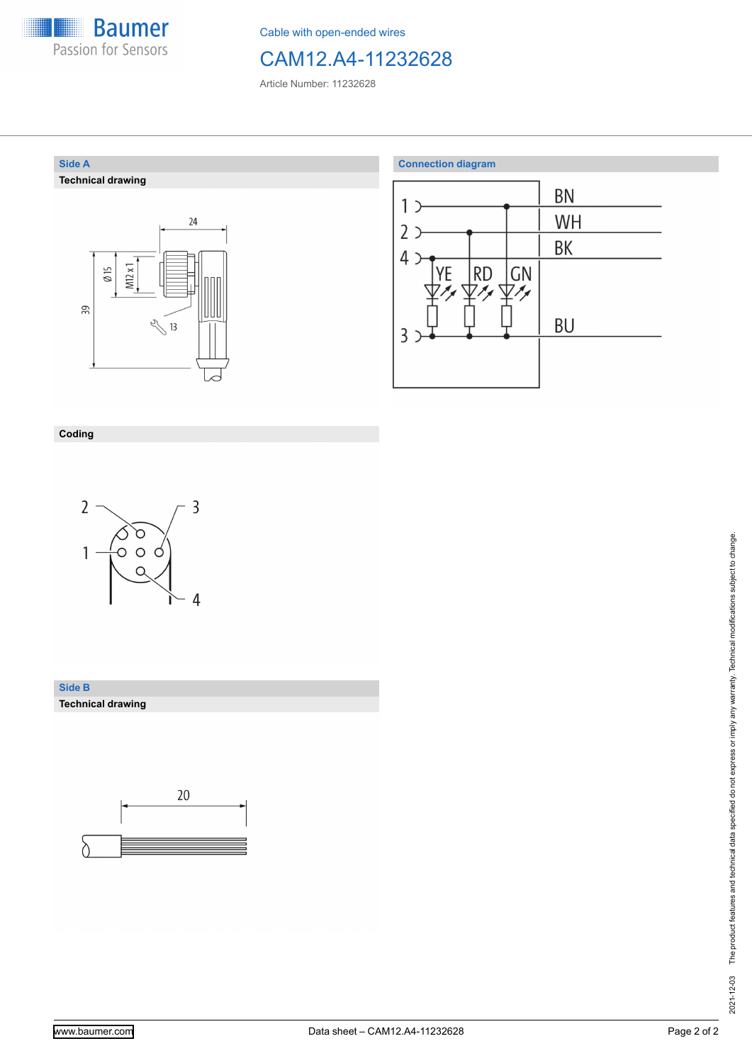Cable with open-ended wires

# CAM12.A4-11232628

Article Number: 11232628

## Side A

### Technical drawing

24

Ø 15

M12 x 1

39

13

## Connection diagram

1
2
4
3

BN
WH
BK
BU

YE
RD
GN

### Coding

2
3
1
4

## Side B

### Technical drawing

20

2021-12-03 The product features and technical data specified do not express or imply any warranty. Technical modifications subject to change.

www.baumer.com

Data sheet – CAM12.A4-11232628